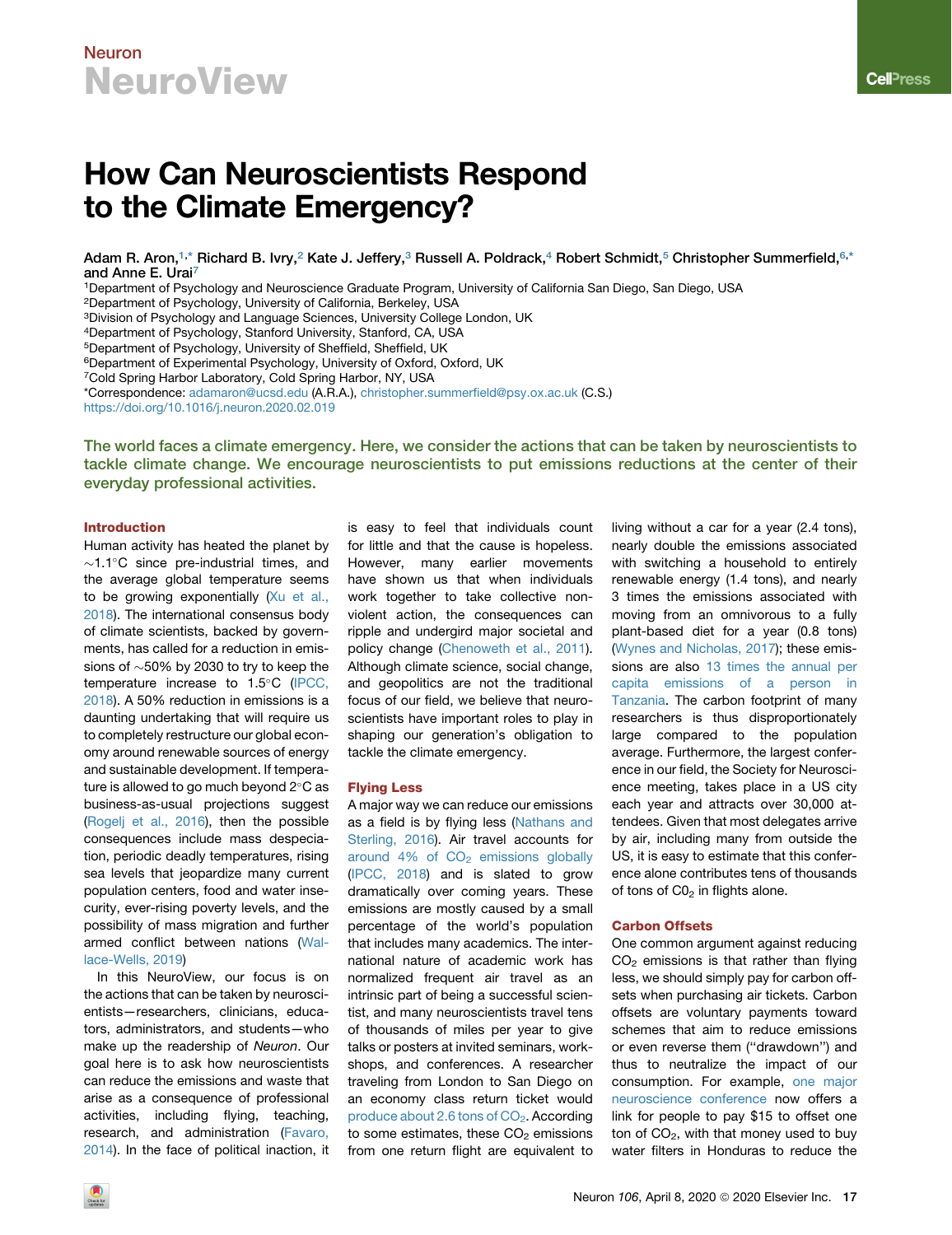# How Can Neuroscientists Respond to the Climate Emergency?

Adam R. Aron,[1,*] Richard B. Ivry,[2] Kate J. Jeffery,[3] Russell A. Poldrack,[4] Robert Schmidt,[5] Christopher Summerfield,[6,*] and Anne E. Urai[7]

[1]Department of Psychology and Neuroscience Graduate Program, University of California San Diego, San Diego, USA
[2]Department of Psychology, University of California, Berkeley, USA
[3]Division of Psychology and Language Sciences, University College London, UK
[4]Department of Psychology, Stanford University, Stanford, CA, USA
[5]Department of Psychology, University of Sheffield, Sheffield, UK
[6]Department of Experimental Psychology, University of Oxford, Oxford, UK
[7]Cold Spring Harbor Laboratory, Cold Spring Harbor, NY, USA
*Correspondence: adamaron@ucsd.edu (A.R.A.), christopher.summerfield@psy.ox.ac.uk (C.S.)
https://doi.org/10.1016/j.neuron.2020.02.019

**The world faces a climate emergency. Here, we consider the actions that can be taken by neuroscientists to tackle climate change. We encourage neuroscientists to put emissions reductions at the center of their everyday professional activities.**

## Introduction

Human activity has heated the planet by ~1.1°C since pre-industrial times, and the average global temperature seems to be growing exponentially (Xu et al., 2018). The international consensus body of climate scientists, backed by governments, has called for a reduction in emissions of ~50% by 2030 to try to keep the temperature increase to 1.5°C (IPCC, 2018). A 50% reduction in emissions is a daunting undertaking that will require us to completely restructure our global economy around renewable sources of energy and sustainable development. If temperature is allowed to go much beyond 2°C as business-as-usual projections suggest (Rogelj et al., 2016), then the possible consequences include mass despeciation, periodic deadly temperatures, rising sea levels that jeopardize many current population centers, food and water insecurity, ever-rising poverty levels, and the possibility of mass migration and further armed conflict between nations (Wallace-Wells, 2019)

In this NeuroView, our focus is on the actions that can be taken by neuroscientists—researchers, clinicians, educators, administrators, and students—who make up the readership of *Neuron*. Our goal here is to ask how neuroscientists can reduce the emissions and waste that arise as a consequence of professional activities, including flying, teaching, research, and administration (Favaro, 2014). In the face of political inaction, it is easy to feel that individuals count for little and that the cause is hopeless. However, many earlier movements have shown us that when individuals work together to take collective non-violent action, the consequences can ripple and undergird major societal and policy change (Chenoweth et al., 2011). Although climate science, social change, and geopolitics are not the traditional focus of our field, we believe that neuroscientists have important roles to play in shaping our generation's obligation to tackle the climate emergency.

## Flying Less

A major way we can reduce our emissions as a field is by flying less (Nathans and Sterling, 2016). Air travel accounts for around 4% of $CO_2$ emissions globally (IPCC, 2018) and is slated to grow dramatically over coming years. These emissions are mostly caused by a small percentage of the world's population that includes many academics. The international nature of academic work has normalized frequent air travel as an intrinsic part of being a successful scientist, and many neuroscientists travel tens of thousands of miles per year to give talks or posters at invited seminars, workshops, and conferences. A researcher traveling from London to San Diego on an economy class return ticket would produce about 2.6 tons of $CO_2$. According to some estimates, these $CO_2$ emissions from one return flight are equivalent to living without a car for a year (2.4 tons), nearly double the emissions associated with switching a household to entirely renewable energy (1.4 tons), and nearly 3 times the emissions associated with moving from an omnivorous to a fully plant-based diet for a year (0.8 tons) (Wynes and Nicholas, 2017); these emissions are also 13 times the annual per capita emissions of a person in Tanzania. The carbon footprint of many researchers is thus disproportionately large compared to the population average. Furthermore, the largest conference in our field, the Society for Neuroscience meeting, takes place in a US city each year and attracts over 30,000 attendees. Given that most delegates arrive by air, including many from outside the US, it is easy to estimate that this conference alone contributes tens of thousands of tons of $CO_2$ in flights alone.

## Carbon Offsets

One common argument against reducing $CO_2$ emissions is that rather than flying less, we should simply pay for carbon offsets when purchasing air tickets. Carbon offsets are voluntary payments toward schemes that aim to reduce emissions or even reverse them ("drawdown") and thus to neutralize the impact of our consumption. For example, one major neuroscience conference now offers a link for people to pay $15 to offset one ton of $CO_2$, with that money used to buy water filters in Honduras to reduce the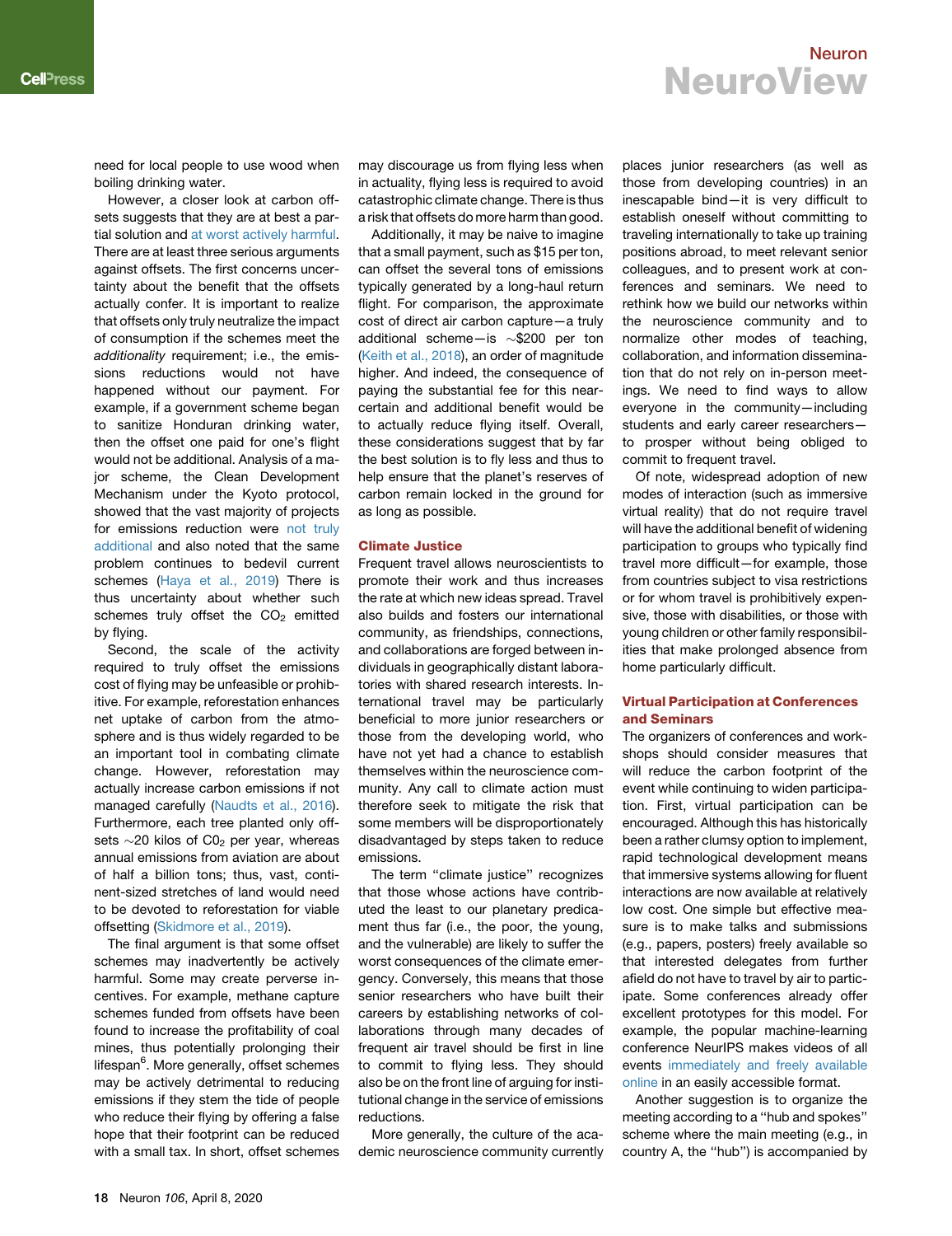need for local people to use wood when boiling drinking water.

However, a closer look at carbon offsets suggests that they are at best a partial solution and at worst actively harmful. There are at least three serious arguments against offsets. The first concerns uncertainty about the benefit that the offsets actually confer. It is important to realize that offsets only truly neutralize the impact of consumption if the schemes meet the *additionality* requirement; i.e., the emissions reductions would not have happened without our payment. For example, if a government scheme began to sanitize Honduran drinking water, then the offset one paid for one's flight would not be additional. Analysis of a major scheme, the Clean Development Mechanism under the Kyoto protocol, showed that the vast majority of projects for emissions reduction were not truly additional and also noted that the same problem continues to bedevil current schemes (Haya et al., 2019) There is thus uncertainty about whether such schemes truly offset the $CO_2$ emitted by flying.

Second, the scale of the activity required to truly offset the emissions cost of flying may be unfeasible or prohibitive. For example, reforestation enhances net uptake of carbon from the atmosphere and is thus widely regarded to be an important tool in combating climate change. However, reforestation may actually increase carbon emissions if not managed carefully (Naudts et al., 2016). Furthermore, each tree planted only offsets ~20 kilos of $C0_2$ per year, whereas annual emissions from aviation are about of half a billion tons; thus, vast, continent-sized stretches of land would need to be devoted to reforestation for viable offsetting (Skidmore et al., 2019).

The final argument is that some offset schemes may inadvertently be actively harmful. Some may create perverse incentives. For example, methane capture schemes funded from offsets have been found to increase the profitability of coal mines, thus potentially prolonging their lifespan[6]. More generally, offset schemes may be actively detrimental to reducing emissions if they stem the tide of people who reduce their flying by offering a false hope that their footprint can be reduced with a small tax. In short, offset schemes may discourage us from flying less when in actuality, flying less is required to avoid catastrophic climate change. There is thus a risk that offsets do more harm than good.

Additionally, it may be naive to imagine that a small payment, such as $15 per ton, can offset the several tons of emissions typically generated by a long-haul return flight. For comparison, the approximate cost of direct air carbon capture—a truly additional scheme—is ~$200 per ton (Keith et al., 2018), an order of magnitude higher. And indeed, the consequence of paying the substantial fee for this near-certain and additional benefit would be to actually reduce flying itself. Overall, these considerations suggest that by far the best solution is to fly less and thus to help ensure that the planet's reserves of carbon remain locked in the ground for as long as possible.

## Climate Justice

Frequent travel allows neuroscientists to promote their work and thus increases the rate at which new ideas spread. Travel also builds and fosters our international community, as friendships, connections, and collaborations are forged between individuals in geographically distant laboratories with shared research interests. International travel may be particularly beneficial to more junior researchers or those from the developing world, who have not yet had a chance to establish themselves within the neuroscience community. Any call to climate action must therefore seek to mitigate the risk that some members will be disproportionately disadvantaged by steps taken to reduce emissions.

The term ''climate justice'' recognizes that those whose actions have contributed the least to our planetary predicament thus far (i.e., the poor, the young, and the vulnerable) are likely to suffer the worst consequences of the climate emergency. Conversely, this means that those senior researchers who have built their careers by establishing networks of collaborations through many decades of frequent air travel should be first in line to commit to flying less. They should also be on the front line of arguing for institutional change in the service of emissions reductions.

More generally, the culture of the academic neuroscience community currently places junior researchers (as well as those from developing countries) in an inescapable bind—it is very difficult to establish oneself without committing to traveling internationally to take up training positions abroad, to meet relevant senior colleagues, and to present work at conferences and seminars. We need to rethink how we build our networks within the neuroscience community and to normalize other modes of teaching, collaboration, and information dissemination that do not rely on in-person meetings. We need to find ways to allow everyone in the community—including students and early career researchers—to prosper without being obliged to commit to frequent travel.

Of note, widespread adoption of new modes of interaction (such as immersive virtual reality) that do not require travel will have the additional benefit of widening participation to groups who typically find travel more difficult—for example, those from countries subject to visa restrictions or for whom travel is prohibitively expensive, those with disabilities, or those with young children or other family responsibilities that make prolonged absence from home particularly difficult.

## Virtual Participation at Conferences and Seminars

The organizers of conferences and workshops should consider measures that will reduce the carbon footprint of the event while continuing to widen participation. First, virtual participation can be encouraged. Although this has historically been a rather clumsy option to implement, rapid technological development means that immersive systems allowing for fluent interactions are now available at relatively low cost. One simple but effective measure is to make talks and submissions (e.g., papers, posters) freely available so that interested delegates from further afield do not have to travel by air to participate. Some conferences already offer excellent prototypes for this model. For example, the popular machine-learning conference NeurIPS makes videos of all events immediately and freely available online in an easily accessible format.

Another suggestion is to organize the meeting according to a ''hub and spokes'' scheme where the main meeting (e.g., in country A, the ''hub'') is accompanied by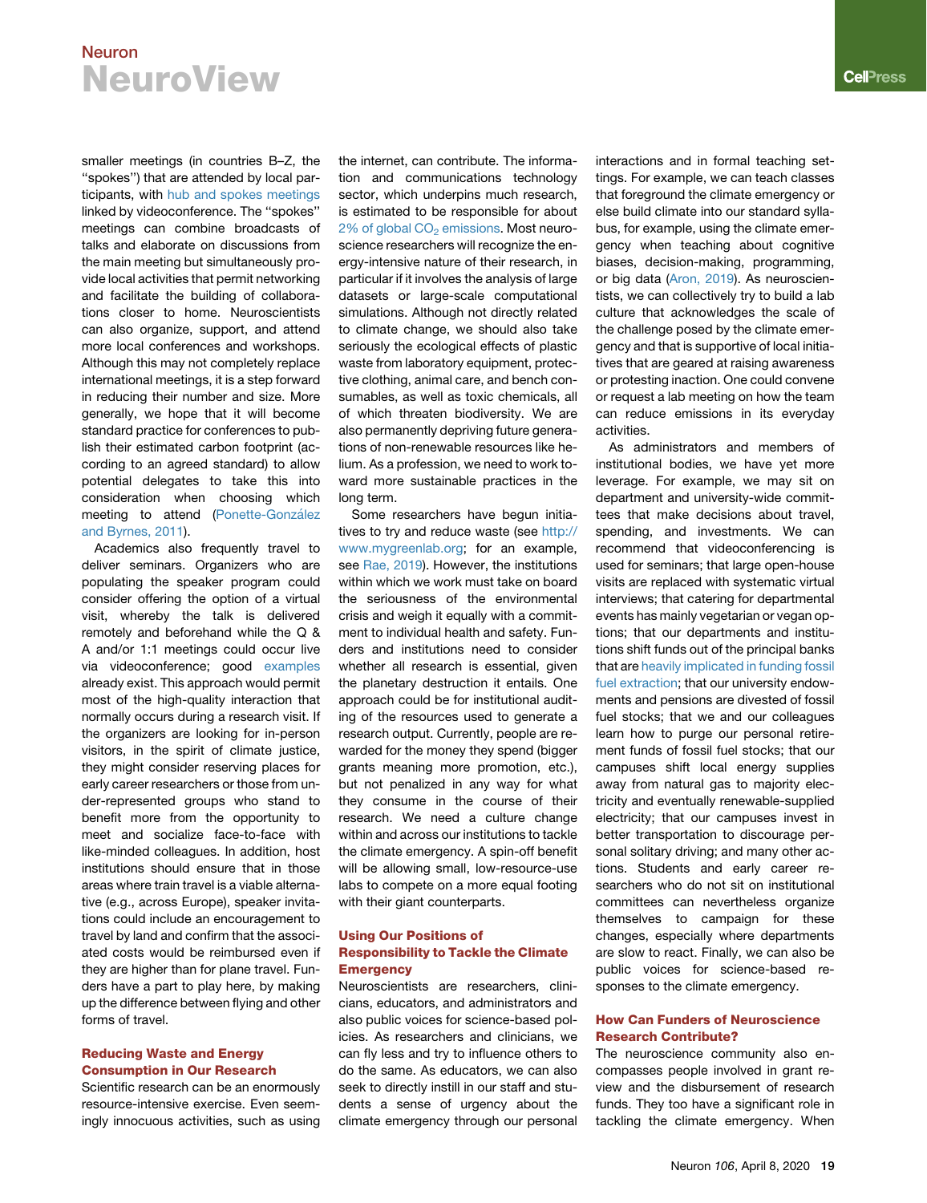smaller meetings (in countries B–Z, the "spokes") that are attended by local participants, with hub and spokes meetings linked by videoconference. The "spokes" meetings can combine broadcasts of talks and elaborate on discussions from the main meeting but simultaneously provide local activities that permit networking and facilitate the building of collaborations closer to home. Neuroscientists can also organize, support, and attend more local conferences and workshops. Although this may not completely replace international meetings, it is a step forward in reducing their number and size. More generally, we hope that it will become standard practice for conferences to publish their estimated carbon footprint (according to an agreed standard) to allow potential delegates to take this into consideration when choosing which meeting to attend (Ponette-González and Byrnes, 2011).

Academics also frequently travel to deliver seminars. Organizers who are populating the speaker program could consider offering the option of a virtual visit, whereby the talk is delivered remotely and beforehand while the Q & A and/or 1:1 meetings could occur live via videoconference; good examples already exist. This approach would permit most of the high-quality interaction that normally occurs during a research visit. If the organizers are looking for in-person visitors, in the spirit of climate justice, they might consider reserving places for early career researchers or those from under-represented groups who stand to benefit more from the opportunity to meet and socialize face-to-face with like-minded colleagues. In addition, host institutions should ensure that in those areas where train travel is a viable alternative (e.g., across Europe), speaker invitations could include an encouragement to travel by land and confirm that the associated costs would be reimbursed even if they are higher than for plane travel. Funders have a part to play here, by making up the difference between flying and other forms of travel.

## Reducing Waste and Energy Consumption in Our Research

Scientific research can be an enormously resource-intensive exercise. Even seemingly innocuous activities, such as using the internet, can contribute. The information and communications technology sector, which underpins much research, is estimated to be responsible for about 2% of global $CO_2$ emissions. Most neuroscience researchers will recognize the energy-intensive nature of their research, in particular if it involves the analysis of large datasets or large-scale computational simulations. Although not directly related to climate change, we should also take seriously the ecological effects of plastic waste from laboratory equipment, protective clothing, animal care, and bench consumables, as well as toxic chemicals, all of which threaten biodiversity. We are also permanently depriving future generations of non-renewable resources like helium. As a profession, we need to work toward more sustainable practices in the long term.

Some researchers have begun initiatives to try and reduce waste (see http://www.mygreenlab.org; for an example, see Rae, 2019). However, the institutions within which we work must take on board the seriousness of the environmental crisis and weigh it equally with a commitment to individual health and safety. Funders and institutions need to consider whether all research is essential, given the planetary destruction it entails. One approach could be for institutional auditing of the resources used to generate a research output. Currently, people are rewarded for the money they spend (bigger grants meaning more promotion, etc.), but not penalized in any way for what they consume in the course of their research. We need a culture change within and across our institutions to tackle the climate emergency. A spin-off benefit will be allowing small, low-resource-use labs to compete on a more equal footing with their giant counterparts.

## Using Our Positions of Responsibility to Tackle the Climate Emergency

Neuroscientists are researchers, clinicians, educators, and administrators and also public voices for science-based policies. As researchers and clinicians, we can fly less and try to influence others to do the same. As educators, we can also seek to directly instill in our staff and students a sense of urgency about the climate emergency through our personal interactions and in formal teaching settings. For example, we can teach classes that foreground the climate emergency or else build climate into our standard syllabus, for example, using the climate emergency when teaching about cognitive biases, decision-making, programming, or big data (Aron, 2019). As neuroscientists, we can collectively try to build a lab culture that acknowledges the scale of the challenge posed by the climate emergency and that is supportive of local initiatives that are geared at raising awareness or protesting inaction. One could convene or request a lab meeting on how the team can reduce emissions in its everyday activities.

As administrators and members of institutional bodies, we have yet more leverage. For example, we may sit on department and university-wide committees that make decisions about travel, spending, and investments. We can recommend that videoconferencing is used for seminars; that large open-house visits are replaced with systematic virtual interviews; that catering for departmental events has mainly vegetarian or vegan options; that our departments and institutions shift funds out of the principal banks that are heavily implicated in funding fossil fuel extraction; that our university endowments and pensions are divested of fossil fuel stocks; that we and our colleagues learn how to purge our personal retirement funds of fossil fuel stocks; that our campuses shift local energy supplies away from natural gas to majority electricity and eventually renewable-supplied electricity; that our campuses invest in better transportation to discourage personal solitary driving; and many other actions. Students and early career researchers who do not sit on institutional committees can nevertheless organize themselves to campaign for these changes, especially where departments are slow to react. Finally, we can also be public voices for science-based responses to the climate emergency.

## How Can Funders of Neuroscience Research Contribute?

The neuroscience community also encompasses people involved in grant review and the disbursement of research funds. They too have a significant role in tackling the climate emergency. When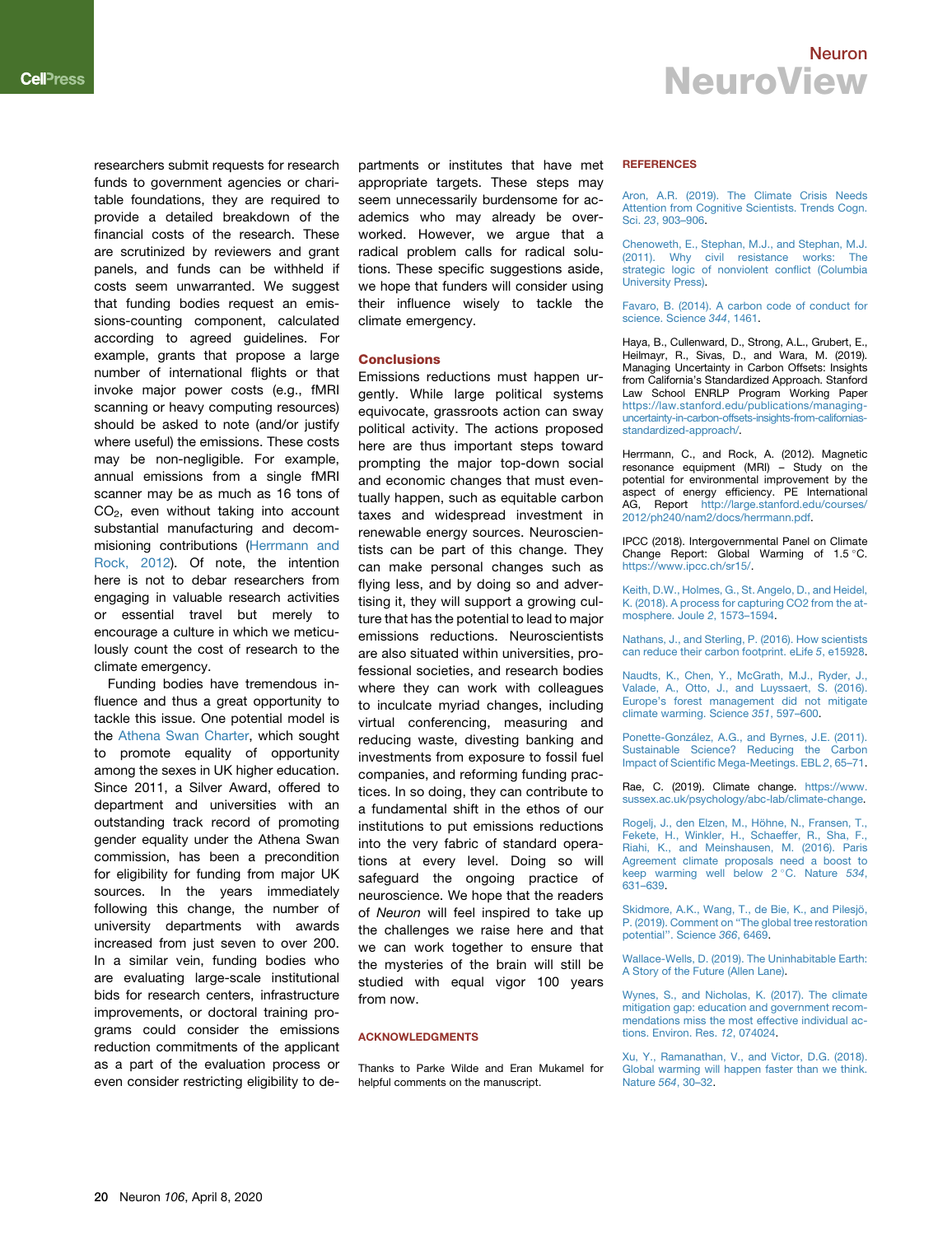researchers submit requests for research funds to government agencies or charitable foundations, they are required to provide a detailed breakdown of the financial costs of the research. These are scrutinized by reviewers and grant panels, and funds can be withheld if costs seem unwarranted. We suggest that funding bodies request an emissions-counting component, calculated according to agreed guidelines. For example, grants that propose a large number of international flights or that invoke major power costs (e.g., fMRI scanning or heavy computing resources) should be asked to note (and/or justify where useful) the emissions. These costs may be non-negligible. For example, annual emissions from a single fMRI scanner may be as much as 16 tons of $CO_2$, even without taking into account substantial manufacturing and decommissioning contributions (Herrmann and Rock, 2012). Of note, the intention here is not to debar researchers from engaging in valuable research activities or essential travel but merely to encourage a culture in which we meticulously count the cost of research to the climate emergency.

Funding bodies have tremendous influence and thus a great opportunity to tackle this issue. One potential model is the Athena Swan Charter, which sought to promote equality of opportunity among the sexes in UK higher education. Since 2011, a Silver Award, offered to department and universities with an outstanding track record of promoting gender equality under the Athena Swan commission, has been a precondition for eligibility for funding from major UK sources. In the years immediately following this change, the number of university departments with awards increased from just seven to over 200. In a similar vein, funding bodies who are evaluating large-scale institutional bids for research centers, infrastructure improvements, or doctoral training programs could consider the emissions reduction commitments of the applicant as a part of the evaluation process or even consider restricting eligibility to departments or institutes that have met appropriate targets. These steps may seem unnecessarily burdensome for academics who may already be overworked. However, we argue that a radical problem calls for radical solutions. These specific suggestions aside, we hope that funders will consider using their influence wisely to tackle the climate emergency.

## Conclusions

Emissions reductions must happen urgently. While large political systems equivocate, grassroots action can sway political activity. The actions proposed here are thus important steps toward prompting the major top-down social and economic changes that must eventually happen, such as equitable carbon taxes and widespread investment in renewable energy sources. Neuroscientists can be part of this change. They can make personal changes such as flying less, and by doing so and advertising it, they will support a growing culture that has the potential to lead to major emissions reductions. Neuroscientists are also situated within universities, professional societies, and research bodies where they can work with colleagues to inculcate myriad changes, including virtual conferencing, measuring and reducing waste, divesting banking and investments from exposure to fossil fuel companies, and reforming funding practices. In so doing, they can contribute to a fundamental shift in the ethos of our institutions to put emissions reductions into the very fabric of standard operations at every level. Doing so will safeguard the ongoing practice of neuroscience. We hope that the readers of *Neuron* will feel inspired to take up the challenges we raise here and that we can work together to ensure that the mysteries of the brain will still be studied with equal vigor 100 years from now.

## ACKNOWLEDGMENTS

Thanks to Parke Wilde and Eran Mukamel for helpful comments on the manuscript.

## REFERENCES

Aron, A.R. (2019). The Climate Crisis Needs Attention from Cognitive Scientists. Trends Cogn. Sci. *23*, 903–906.

Chenoweth, E., Stephan, M.J., and Stephan, M.J. (2011). Why civil resistance works: The strategic logic of nonviolent conflict (Columbia University Press).

Favaro, B. (2014). A carbon code of conduct for science. Science *344*, 1461.

Haya, B., Cullenward, D., Strong, A.L., Grubert, E., Heilmayr, R., Sivas, D., and Wara, M. (2019). Managing Uncertainty in Carbon Offsets: Insights from California's Standardized Approach. Stanford Law School ENRLP Program Working Paper https://law.stanford.edu/publications/managing-uncertainty-in-carbon-offsets-insights-from-californias-standardized-approach/.

Herrmann, C., and Rock, A. (2012). Magnetic resonance equipment (MRI) – Study on the potential for environmental improvement by the aspect of energy efficiency. PE International AG, Report http://large.stanford.edu/courses/2012/ph240/nam2/docs/herrmann.pdf.

IPCC (2018). Intergovernmental Panel on Climate Change Report: Global Warming of 1.5 °C. https://www.ipcc.ch/sr15/.

Keith, D.W., Holmes, G., St. Angelo, D., and Heidel, K. (2018). A process for capturing CO2 from the atmosphere. Joule *2*, 1573–1594.

Nathans, J., and Sterling, P. (2016). How scientists can reduce their carbon footprint. eLife *5*, e15928.

Naudts, K., Chen, Y., McGrath, M.J., Ryder, J., Valade, A., Otto, J., and Luyssaert, S. (2016). Europe's forest management did not mitigate climate warming. Science *351*, 597–600.

Ponette-González, A.G., and Byrnes, J.E. (2011). Sustainable Science? Reducing the Carbon Impact of Scientific Mega-Meetings. EBL *2*, 65–71.

Rae, C. (2019). Climate change. https://www.sussex.ac.uk/psychology/abc-lab/climate-change.

Rogelj, J., den Elzen, M., Höhne, N., Fransen, T., Fekete, H., Winkler, H., Schaeffer, R., Sha, F., Riahi, K., and Meinshausen, M. (2016). Paris Agreement climate proposals need a boost to keep warming well below 2 °C. Nature *534*, 631–639.

Skidmore, A.K., Wang, T., de Bie, K., and Pilesjö, P. (2019). Comment on "The global tree restoration potential". Science *366*, 6469.

Wallace-Wells, D. (2019). The Uninhabitable Earth: A Story of the Future (Allen Lane).

Wynes, S., and Nicholas, K. (2017). The climate mitigation gap: education and government recommendations miss the most effective individual actions. Environ. Res. *12*, 074024.

Xu, Y., Ramanathan, V., and Victor, D.G. (2018). Global warming will happen faster than we think. Nature *564*, 30–32.